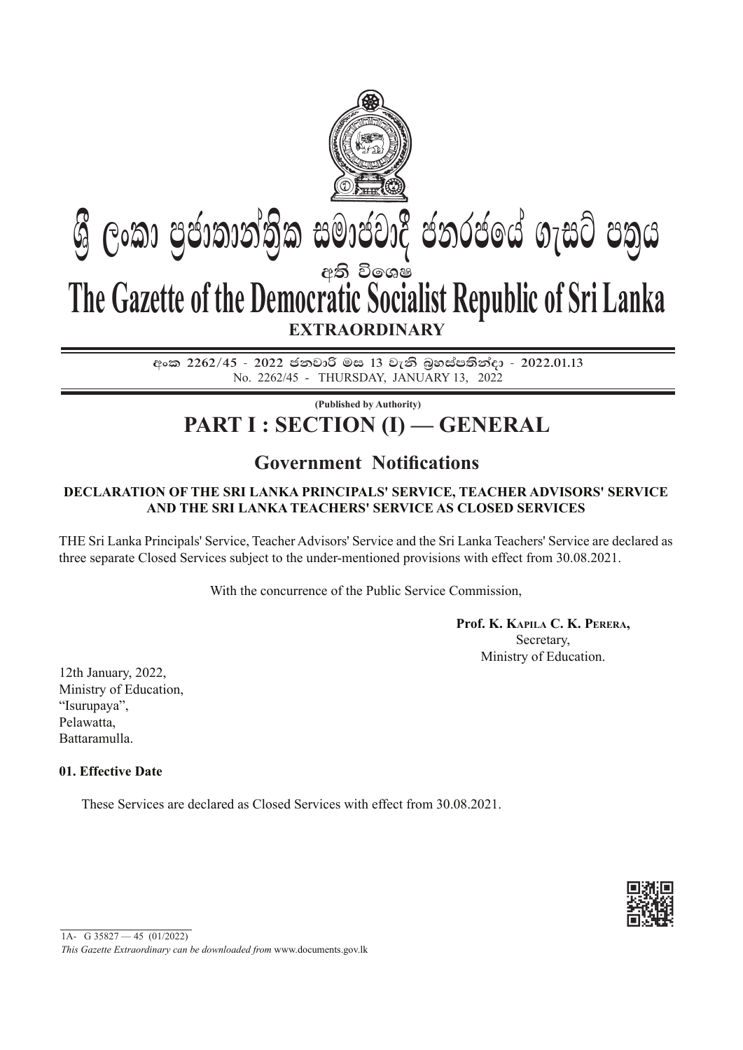# ශ්‍රී ලංකා ප්‍රජාතාන්ත්‍රික සමාජවාදී ජනරජයේ ගැසට් පත්‍රය

අති විශෙෂ

# The Gazette of the Democratic Socialist Republic of Sri Lanka

**EXTRAORDINARY**

**අංක 2262/45 - 2022 ජනවාරි මස 13 වැනි බ්‍රහස්පතින්දා - 2022.01.13**

No. 2262/45 - THURSDAY, JANUARY 13, 2022

**(Published by Authority)**

# PART I : SECTION (I) — GENERAL

## Government Notifications

**DECLARATION OF THE SRI LANKA PRINCIPALS' SERVICE, TEACHER ADVISORS' SERVICE AND THE SRI LANKA TEACHERS' SERVICE AS CLOSED SERVICES**

THE Sri Lanka Principals' Service, Teacher Advisors' Service and the Sri Lanka Teachers' Service are declared as three separate Closed Services subject to the under-mentioned provisions with effect from 30.08.2021.

With the concurrence of the Public Service Commission,

**Prof. K. Kapila C. K. Perera,**
Secretary,
Ministry of Education.

12th January, 2022,
Ministry of Education,
"Isurupaya",
Pelawatta,
Battaramulla.

**01. Effective Date**

These Services are declared as Closed Services with effect from 30.08.2021.

1A- G 35827 — 45 (01/2022)

*This Gazette Extraordinary can be downloaded from* www.documents.gov.lk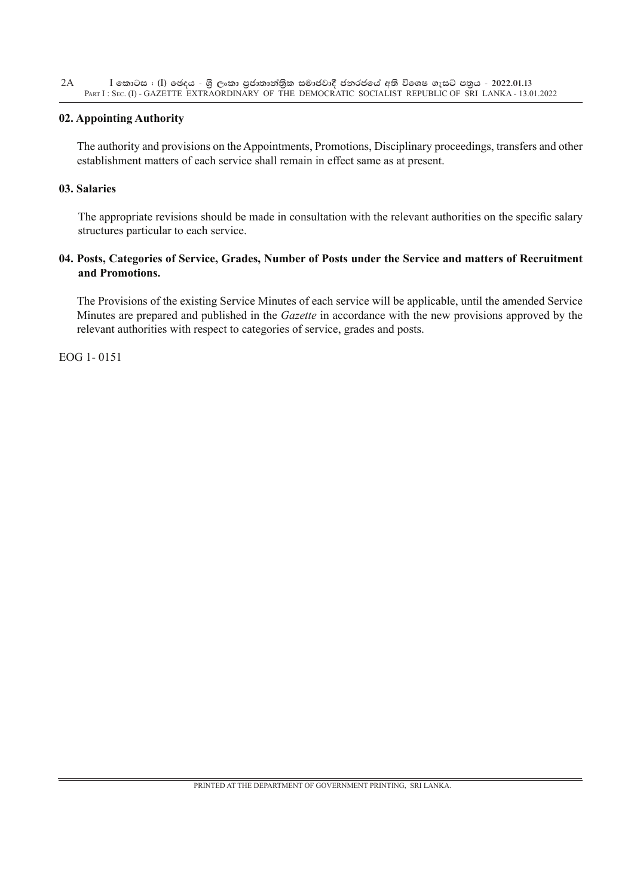**02. Appointing Authority**

The authority and provisions on the Appointments, Promotions, Disciplinary proceedings, transfers and other establishment matters of each service shall remain in effect same as at present.

**03. Salaries**

The appropriate revisions should be made in consultation with the relevant authorities on the specific salary structures particular to each service.

**04. Posts, Categories of Service, Grades, Number of Posts under the Service and matters of Recruitment and Promotions.**

The Provisions of the existing Service Minutes of each service will be applicable, until the amended Service Minutes are prepared and published in the *Gazette* in accordance with the new provisions approved by the relevant authorities with respect to categories of service, grades and posts.

EOG 1- 0151

PRINTED AT THE DEPARTMENT OF GOVERNMENT PRINTING, SRI LANKA.